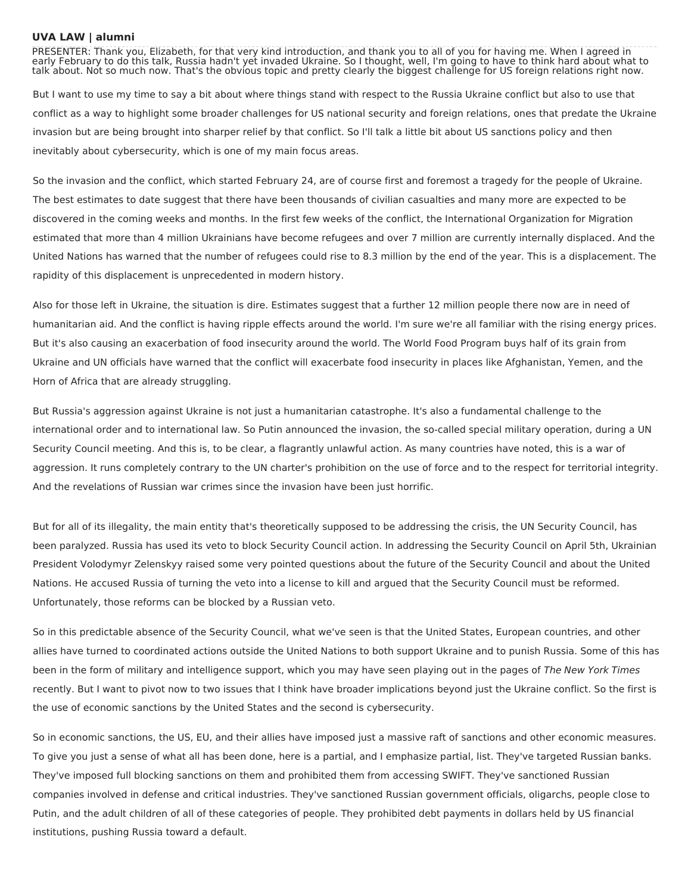PRESENTER: Thank you, Elizabeth, for that very kind introduction, and thank you to all of you for having me. When I agreed in early February to do this talk, Russia hadn't yet invaded Ukraine. So I thought, well, I'm going to have to think hard about what to talk about. Not so much now. That's the obvious topic and pretty clearly the biggest challenge for US foreign relations right now.

But I want to use my time to say a bit about where things stand with respect to the Russia Ukraine conflict but also to use that conflict as a way to highlight some broader challenges for US national security and foreign relations, ones that predate the Ukraine invasion but are being brought into sharper relief by that conflict. So I'll talk a little bit about US sanctions policy and then inevitably about cybersecurity, which is one of my main focus areas.

So the invasion and the conflict, which started February 24, are of course first and foremost a tragedy for the people of Ukraine. The best estimates to date suggest that there have been thousands of civilian casualties and many more are expected to be discovered in the coming weeks and months. In the first few weeks of the conflict, the International Organization for Migration estimated that more than 4 million Ukrainians have become refugees and over 7 million are currently internally displaced. And the United Nations has warned that the number of refugees could rise to 8.3 million by the end of the year. This is a displacement. The rapidity of this displacement is unprecedented in modern history.

Also for those left in Ukraine, the situation is dire. Estimates suggest that a further 12 million people there now are in need of humanitarian aid. And the conflict is having ripple effects around the world. I'm sure we're all familiar with the rising energy prices. But it's also causing an exacerbation of food insecurity around the world. The World Food Program buys half of its grain from Ukraine and UN officials have warned that the conflict will exacerbate food insecurity in places like Afghanistan, Yemen, and the Horn of Africa that are already struggling.

But Russia's aggression against Ukraine is not just a humanitarian catastrophe. It's also a fundamental challenge to the international order and to international law. So Putin announced the invasion, the so-called special military operation, during a UN Security Council meeting. And this is, to be clear, a flagrantly unlawful action. As many countries have noted, this is a war of aggression. It runs completely contrary to the UN charter's prohibition on the use of force and to the respect for territorial integrity. And the revelations of Russian war crimes since the invasion have been just horrific.

But for all of its illegality, the main entity that's theoretically supposed to be addressing the crisis, the UN Security Council, has been paralyzed. Russia has used its veto to block Security Council action. In addressing the Security Council on April 5th, Ukrainian President Volodymyr Zelenskyy raised some very pointed questions about the future of the Security Council and about the United Nations. He accused Russia of turning the veto into a license to kill and argued that the Security Council must be reformed. Unfortunately, those reforms can be blocked by a Russian veto.

So in this predictable absence of the Security Council, what we've seen is that the United States, European countries, and other allies have turned to coordinated actions outside the United Nations to both support Ukraine and to punish Russia. Some of this has been in the form of military and intelligence support, which you may have seen playing out in the pages of *The New York Times* recently. But I want to pivot now to two issues that I think have broader implications beyond just the Ukraine conflict. So the first is the use of economic sanctions by the United States and the second is cybersecurity.

So in economic sanctions, the US, EU, and their allies have imposed just a massive raft of sanctions and other economic measures. To give you just a sense of what all has been done, here is a partial, and I emphasize partial, list. They've targeted Russian banks. They've imposed full blocking sanctions on them and prohibited them from accessing SWIFT. They've sanctioned Russian companies involved in defense and critical industries. They've sanctioned Russian government officials, oligarchs, people close to Putin, and the adult children of all of these categories of people. They prohibited debt payments in dollars held by US financial institutions, pushing Russia toward a default.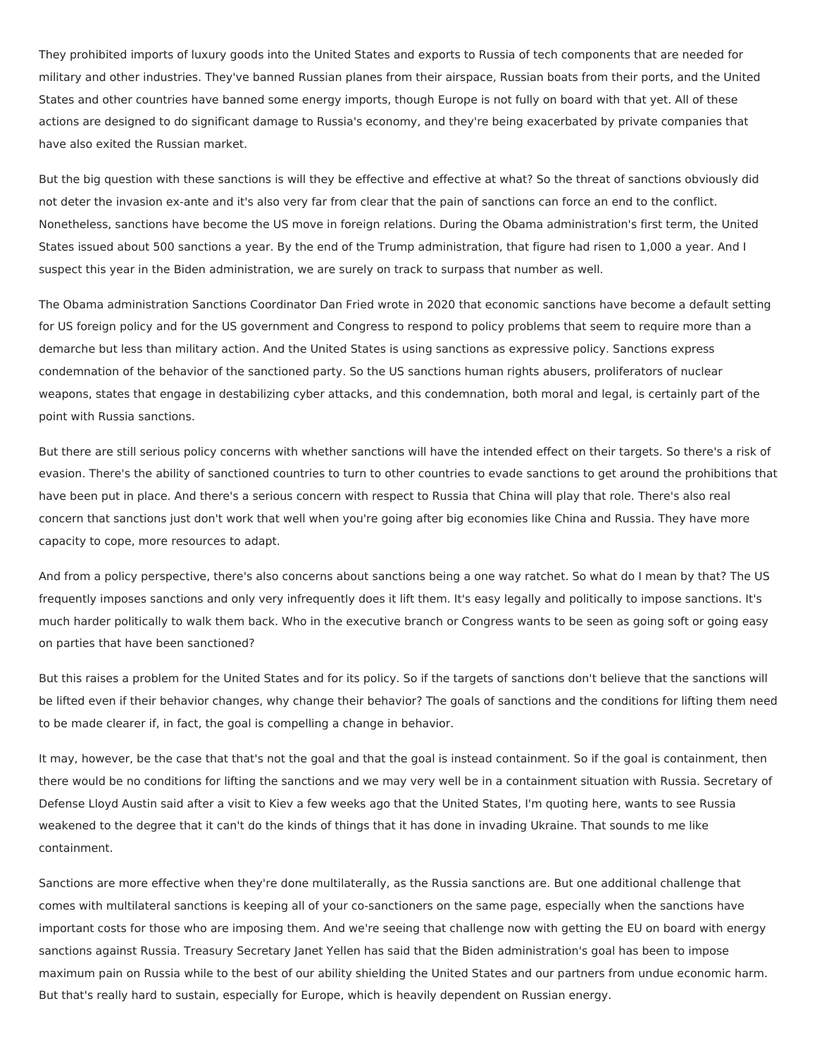They prohibited imports of luxury goods into the United States and exports to Russia of tech components that are needed for military and other industries. They've banned Russian planes from their airspace, Russian boats from their ports, and the United States and other countries have banned some energy imports, though Europe is not fully on board with that yet. All of these actions are designed to do significant damage to Russia's economy, and they're being exacerbated by private companies that have also exited the Russian market.

But the big question with these sanctions is will they be effective and effective at what? So the threat of sanctions obviously did not deter the invasion ex-ante and it's also very far from clear that the pain of sanctions can force an end to the conflict. Nonetheless, sanctions have become the US move in foreign relations. During the Obama administration's first term, the United States issued about 500 sanctions a year. By the end of the Trump administration, that figure had risen to 1,000 a year. And I suspect this year in the Biden administration, we are surely on track to surpass that number as well.

The Obama administration Sanctions Coordinator Dan Fried wrote in 2020 that economic sanctions have become a default setting for US foreign policy and for the US government and Congress to respond to policy problems that seem to require more than a demarche but less than military action. And the United States is using sanctions as expressive policy. Sanctions express condemnation of the behavior of the sanctioned party. So the US sanctions human rights abusers, proliferators of nuclear weapons, states that engage in destabilizing cyber attacks, and this condemnation, both moral and legal, is certainly part of the point with Russia sanctions.

But there are still serious policy concerns with whether sanctions will have the intended effect on their targets. So there's a risk of evasion. There's the ability of sanctioned countries to turn to other countries to evade sanctions to get around the prohibitions that have been put in place. And there's a serious concern with respect to Russia that China will play that role. There's also real concern that sanctions just don't work that well when you're going after big economies like China and Russia. They have more capacity to cope, more resources to adapt.

And from a policy perspective, there's also concerns about sanctions being a one way ratchet. So what do I mean by that? The US frequently imposes sanctions and only very infrequently does it lift them. It's easy legally and politically to impose sanctions. It's much harder politically to walk them back. Who in the executive branch or Congress wants to be seen as going soft or going easy on parties that have been sanctioned?

But this raises a problem for the United States and for its policy. So if the targets of sanctions don't believe that the sanctions will be lifted even if their behavior changes, why change their behavior? The goals of sanctions and the conditions for lifting them need to be made clearer if, in fact, the goal is compelling a change in behavior.

It may, however, be the case that that's not the goal and that the goal is instead containment. So if the goal is containment, then there would be no conditions for lifting the sanctions and we may very well be in a containment situation with Russia. Secretary of Defense Lloyd Austin said after a visit to Kiev a few weeks ago that the United States, I'm quoting here, wants to see Russia weakened to the degree that it can't do the kinds of things that it has done in invading Ukraine. That sounds to me like containment.

Sanctions are more effective when they're done multilaterally, as the Russia sanctions are. But one additional challenge that comes with multilateral sanctions is keeping all of your co-sanctioners on the same page, especially when the sanctions have important costs for those who are imposing them. And we're seeing that challenge now with getting the EU on board with energy sanctions against Russia. Treasury Secretary Janet Yellen has said that the Biden administration's goal has been to impose maximum pain on Russia while to the best of our ability shielding the United States and our partners from undue economic harm. But that's really hard to sustain, especially for Europe, which is heavily dependent on Russian energy.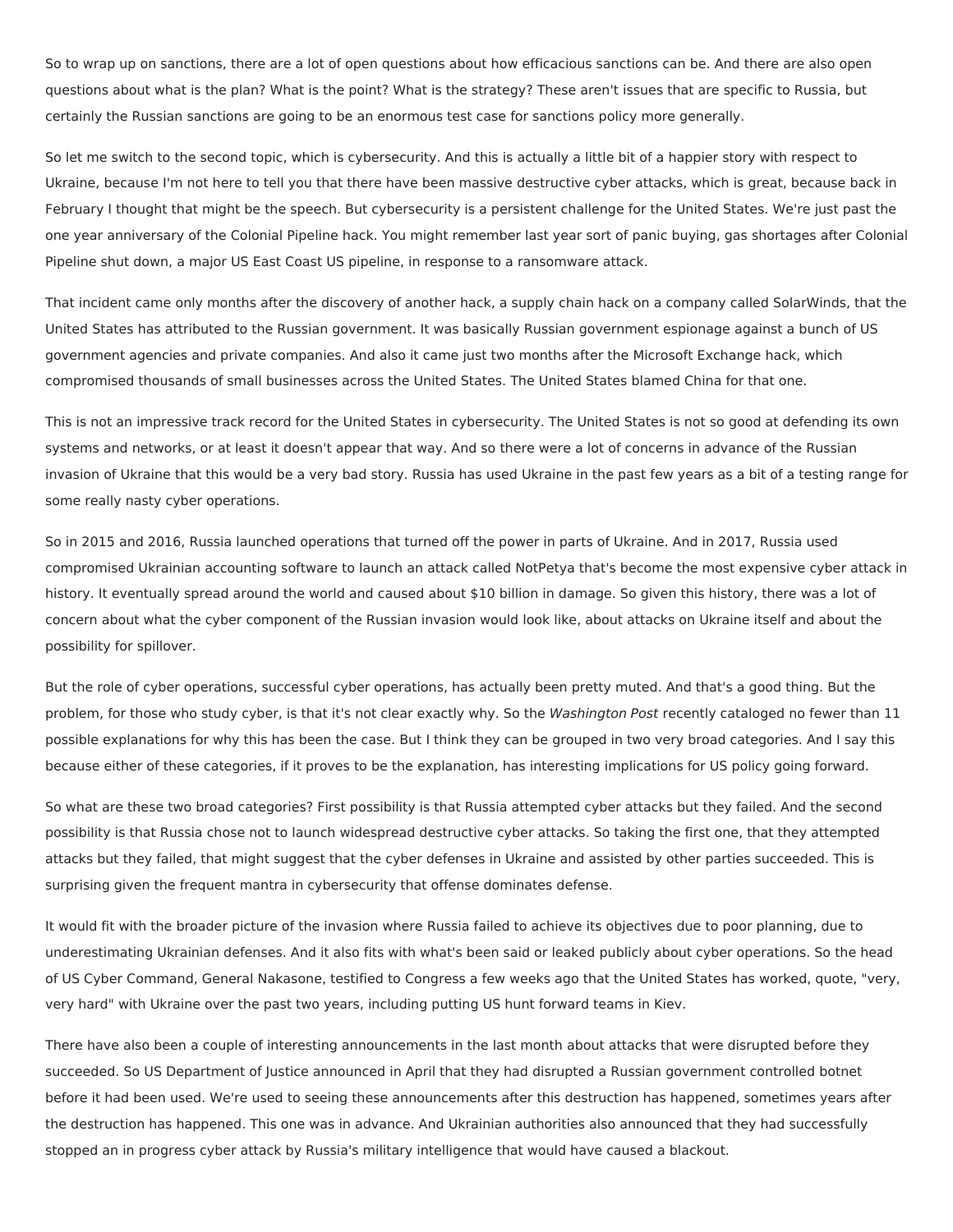So to wrap up on sanctions, there are a lot of open questions about how efficacious sanctions can be. And there are also open questions about what is the plan? What is the point? What is the strategy? These aren't issues that are specific to Russia, but certainly the Russian sanctions are going to be an enormous test case for sanctions policy more generally.

So let me switch to the second topic, which is cybersecurity. And this is actually a little bit of a happier story with respect to Ukraine, because I'm not here to tell you that there have been massive destructive cyber attacks, which is great, because back in February I thought that might be the speech. But cybersecurity is a persistent challenge for the United States. We're just past the one year anniversary of the Colonial Pipeline hack. You might remember last year sort of panic buying, gas shortages after Colonial Pipeline shut down, a major US East Coast US pipeline, in response to a ransomware attack.

That incident came only months after the discovery of another hack, a supply chain hack on a company called SolarWinds, that the United States has attributed to the Russian government. It was basically Russian government espionage against a bunch of US government agencies and private companies. And also it came just two months after the Microsoft Exchange hack, which compromised thousands of small businesses across the United States. The United States blamed China for that one.

This is not an impressive track record for the United States in cybersecurity. The United States is not so good at defending its own systems and networks, or at least it doesn't appear that way. And so there were a lot of concerns in advance of the Russian invasion of Ukraine that this would be a very bad story. Russia has used Ukraine in the past few years as a bit of a testing range for some really nasty cyber operations.

So in 2015 and 2016, Russia launched operations that turned off the power in parts of Ukraine. And in 2017, Russia used compromised Ukrainian accounting software to launch an attack called NotPetya that's become the most expensive cyber attack in history. It eventually spread around the world and caused about $10 billion in damage. So given this history, there was a lot of concern about what the cyber component of the Russian invasion would look like, about attacks on Ukraine itself and about the possibility for spillover.

But the role of cyber operations, successful cyber operations, has actually been pretty muted. And that's a good thing. But the problem, for those who study cyber, is that it's not clear exactly why. So the *Washington Post* recently cataloged no fewer than 11 possible explanations for why this has been the case. But I think they can be grouped in two very broad categories. And I say this because either of these categories, if it proves to be the explanation, has interesting implications for US policy going forward.

So what are these two broad categories? First possibility is that Russia attempted cyber attacks but they failed. And the second possibility is that Russia chose not to launch widespread destructive cyber attacks. So taking the first one, that they attempted attacks but they failed, that might suggest that the cyber defenses in Ukraine and assisted by other parties succeeded. This is surprising given the frequent mantra in cybersecurity that offense dominates defense.

It would fit with the broader picture of the invasion where Russia failed to achieve its objectives due to poor planning, due to underestimating Ukrainian defenses. And it also fits with what's been said or leaked publicly about cyber operations. So the head of US Cyber Command, General Nakasone, testified to Congress a few weeks ago that the United States has worked, quote, "very, very hard" with Ukraine over the past two years, including putting US hunt forward teams in Kiev.

There have also been a couple of interesting announcements in the last month about attacks that were disrupted before they succeeded. So US Department of Justice announced in April that they had disrupted a Russian government controlled botnet before it had been used. We're used to seeing these announcements after this destruction has happened, sometimes years after the destruction has happened. This one was in advance. And Ukrainian authorities also announced that they had successfully stopped an in progress cyber attack by Russia's military intelligence that would have caused a blackout.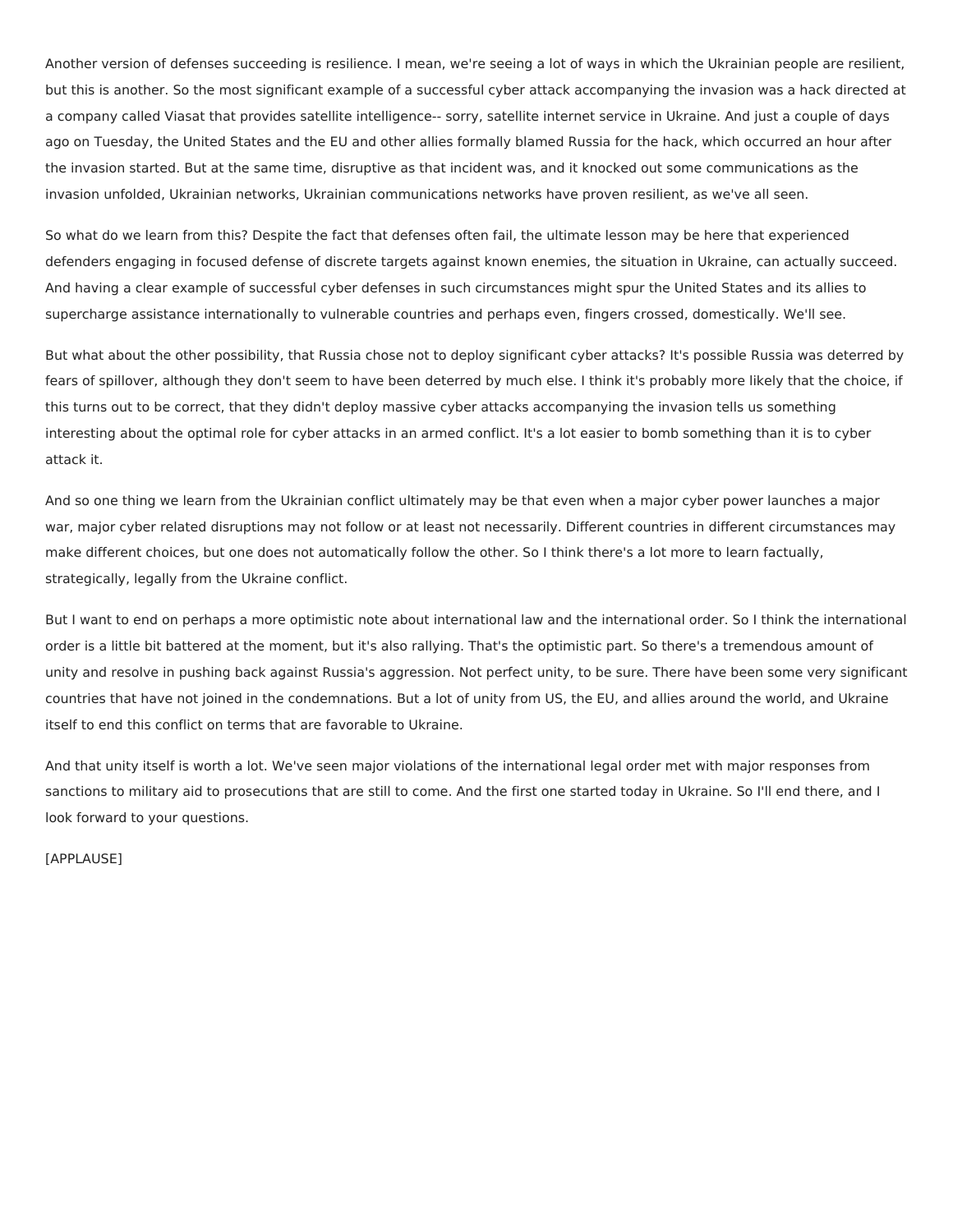Another version of defenses succeeding is resilience. I mean, we're seeing a lot of ways in which the Ukrainian people are resilient, but this is another. So the most significant example of a successful cyber attack accompanying the invasion was a hack directed at a company called Viasat that provides satellite intelligence-- sorry, satellite internet service in Ukraine. And just a couple of days ago on Tuesday, the United States and the EU and other allies formally blamed Russia for the hack, which occurred an hour after the invasion started. But at the same time, disruptive as that incident was, and it knocked out some communications as the invasion unfolded, Ukrainian networks, Ukrainian communications networks have proven resilient, as we've all seen.

So what do we learn from this? Despite the fact that defenses often fail, the ultimate lesson may be here that experienced defenders engaging in focused defense of discrete targets against known enemies, the situation in Ukraine, can actually succeed. And having a clear example of successful cyber defenses in such circumstances might spur the United States and its allies to supercharge assistance internationally to vulnerable countries and perhaps even, fingers crossed, domestically. We'll see.

But what about the other possibility, that Russia chose not to deploy significant cyber attacks? It's possible Russia was deterred by fears of spillover, although they don't seem to have been deterred by much else. I think it's probably more likely that the choice, if this turns out to be correct, that they didn't deploy massive cyber attacks accompanying the invasion tells us something interesting about the optimal role for cyber attacks in an armed conflict. It's a lot easier to bomb something than it is to cyber attack it.

And so one thing we learn from the Ukrainian conflict ultimately may be that even when a major cyber power launches a major war, major cyber related disruptions may not follow or at least not necessarily. Different countries in different circumstances may make different choices, but one does not automatically follow the other. So I think there's a lot more to learn factually, strategically, legally from the Ukraine conflict.

But I want to end on perhaps a more optimistic note about international law and the international order. So I think the international order is a little bit battered at the moment, but it's also rallying. That's the optimistic part. So there's a tremendous amount of unity and resolve in pushing back against Russia's aggression. Not perfect unity, to be sure. There have been some very significant countries that have not joined in the condemnations. But a lot of unity from US, the EU, and allies around the world, and Ukraine itself to end this conflict on terms that are favorable to Ukraine.

And that unity itself is worth a lot. We've seen major violations of the international legal order met with major responses from sanctions to military aid to prosecutions that are still to come. And the first one started today in Ukraine. So I'll end there, and I look forward to your questions.

[APPLAUSE]